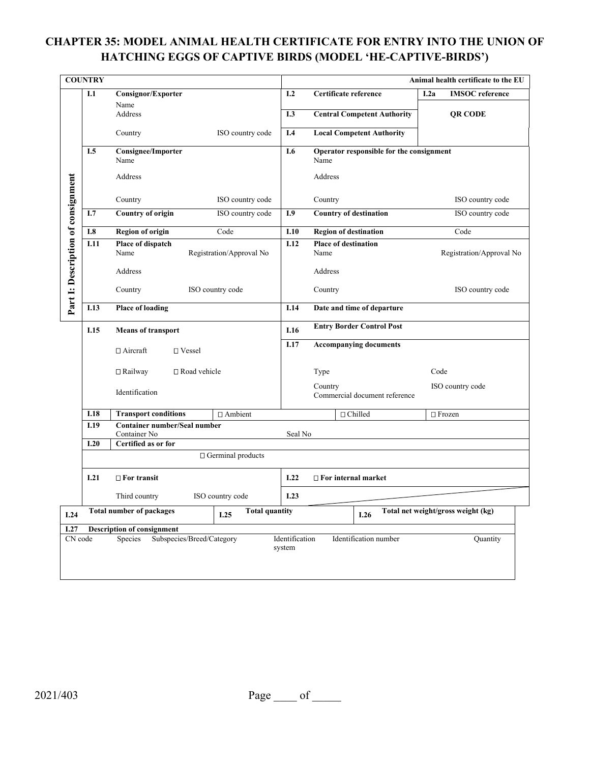# CHAPTER 35: MODEL ANIMAL HEALTH CERTIFICATE FOR ENTRY INTO THE UNION OF HATCHING EGGS OF CAPTIVE BIRDS (MODEL 'HE-CAPTIVE-BIRDS')

| COUNTRY | | | Animal health certificate to the EU | |
|---|---|---|---|---|
| **Part I: Description of consignment** | **I.1 Consignor/Exporter**<br>Name<br>Address<br>Country ISO country code | | **I.2 Certificate reference** | **I.2a IMSOC reference** |
| | | | **I.3 Central Competent Authority** | **QR CODE** |
| | | | **I.4 Local Competent Authority** | |
| | **I.5 Consignee/Importer**<br>Name<br>Address<br>Country ISO country code | | **I.6 Operator responsible for the consignment**<br>Name<br>Address<br>Country ISO country code | |
| | **I.7 Country of origin** ISO country code | | **I.9 Country of destination** ISO country code | |
| | **I.8 Region of origin** Code | | **I.10 Region of destination** Code | |
| | **I.11 Place of dispatch**<br>Name Registration/Approval No<br>Address<br>Country ISO country code | | **I.12 Place of destination**<br>Name Registration/Approval No<br>Address<br>Country ISO country code | |
| | **I.13 Place of loading** | | **I.14 Date and time of departure** | |
| | **I.15 Means of transport**<br>□ Aircraft □ Vessel<br>□ Railway □ Road vehicle<br>Identification | | **I.16 Entry Border Control Post** | |
| | | | **I.17 Accompanying documents**<br>Type Code<br>Country ISO country code<br>Commercial document reference | |
| | **I.18 Transport conditions** | □ Ambient | □ Chilled | □ Frozen |
| | **I.19 Container number/Seal number**<br>Container No | | Seal No | |
| | **I.20 Certified as or for**<br>□ Germinal products | | | |
| | **I.21 □ For transit**<br>Third country ISO country code | | **I.22 □ For internal market** | |
| | | | **I.23** | |
| **I.24 Total number of packages** | | **I.25 Total quantity** | **I.26 Total net weight/gross weight (kg)** | |
| **I.27 Description of consignment** | | | | |

| CN code | Species | Subspecies/Breed/Category | Identification system | Identification number | Quantity |
|---|---|---|---|---|---|
| | | | | | |

2021/403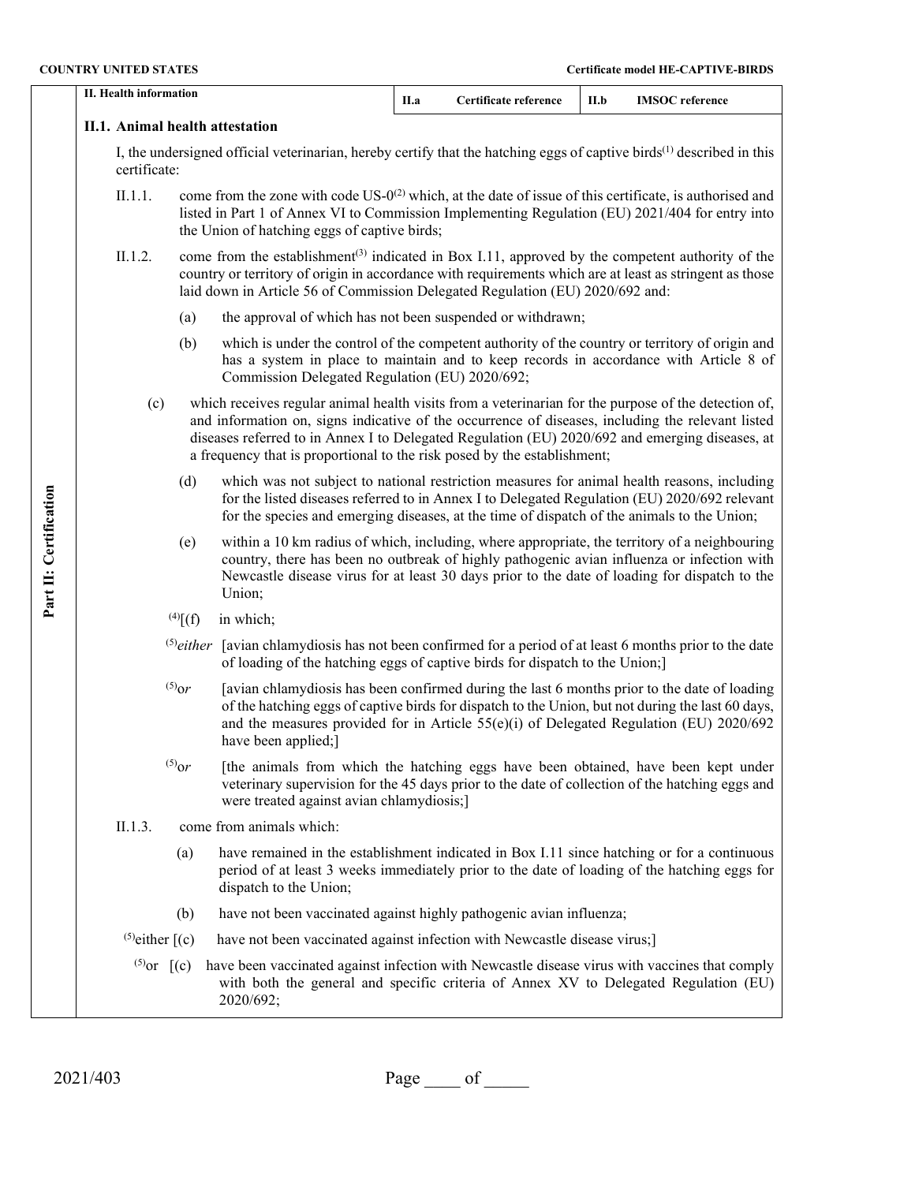| II. Health information | II.a | Certificate reference | II.b | IMSOC reference |
|---|---|---|---|---|

**II.1. Animal health attestation**

I, the undersigned official veterinarian, hereby certify that the hatching eggs of captive birds[(1)] described in this certificate:

II.1.1. come from the zone with code US-0[(2)] which, at the date of issue of this certificate, is authorised and listed in Part 1 of Annex VI to Commission Implementing Regulation (EU) 2021/404 for entry into the Union of hatching eggs of captive birds;

II.1.2. come from the establishment[(3)] indicated in Box I.11, approved by the competent authority of the country or territory of origin in accordance with requirements which are at least as stringent as those laid down in Article 56 of Commission Delegated Regulation (EU) 2020/692 and:

(a) the approval of which has not been suspended or withdrawn;

(b) which is under the control of the competent authority of the country or territory of origin and has a system in place to maintain and to keep records in accordance with Article 8 of Commission Delegated Regulation (EU) 2020/692;

(c) which receives regular animal health visits from a veterinarian for the purpose of the detection of, and information on, signs indicative of the occurrence of diseases, including the relevant listed diseases referred to in Annex I to Delegated Regulation (EU) 2020/692 and emerging diseases, at a frequency that is proportional to the risk posed by the establishment;

(d) which was not subject to national restriction measures for animal health reasons, including for the listed diseases referred to in Annex I to Delegated Regulation (EU) 2020/692 relevant for the species and emerging diseases, at the time of dispatch of the animals to the Union;

(e) within a 10 km radius of which, including, where appropriate, the territory of a neighbouring country, there has been no outbreak of highly pathogenic avian influenza or infection with Newcastle disease virus for at least 30 days prior to the date of loading for dispatch to the Union;

[(4)][(f) in which;

[(5)]*either* [avian chlamydiosis has not been confirmed for a period of at least 6 months prior to the date of loading of the hatching eggs of captive birds for dispatch to the Union;]

[(5)]*or* [avian chlamydiosis has been confirmed during the last 6 months prior to the date of loading of the hatching eggs of captive birds for dispatch to the Union, but not during the last 60 days, and the measures provided for in Article 55(e)(i) of Delegated Regulation (EU) 2020/692 have been applied;]

[(5)]*or* [the animals from which the hatching eggs have been obtained, have been kept under veterinary supervision for the 45 days prior to the date of collection of the hatching eggs and were treated against avian chlamydiosis;]

II.1.3. come from animals which:

(a) have remained in the establishment indicated in Box I.11 since hatching or for a continuous period of at least 3 weeks immediately prior to the date of loading of the hatching eggs for dispatch to the Union;

(b) have not been vaccinated against highly pathogenic avian influenza;

[(5)]either [(c) have not been vaccinated against infection with Newcastle disease virus;]

[(5)]or [(c) have been vaccinated against infection with Newcastle disease virus with vaccines that comply with both the general and specific criteria of Annex XV to Delegated Regulation (EU) 2020/692;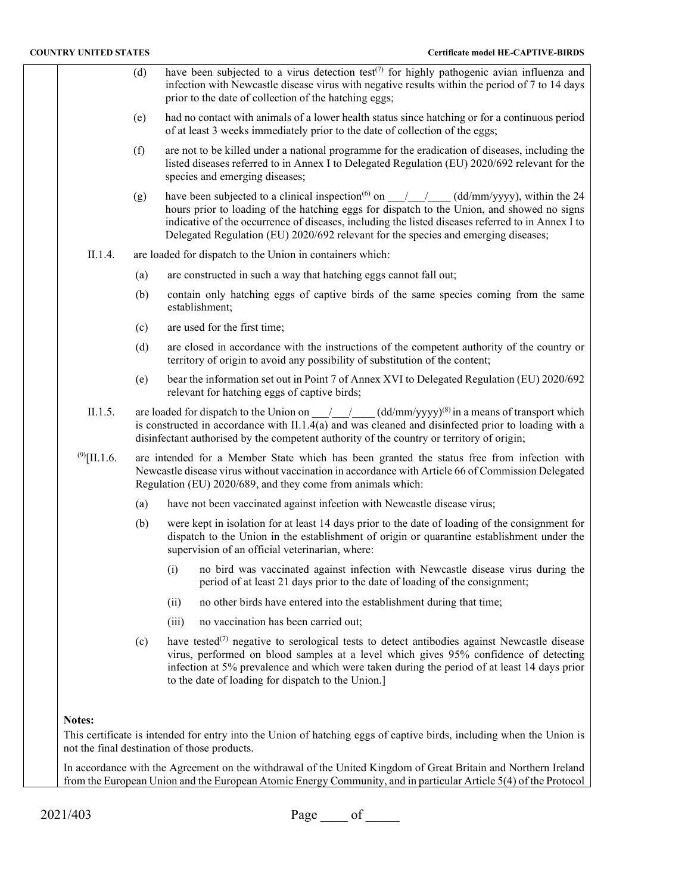(d) have been subjected to a virus detection test[7] for highly pathogenic avian influenza and infection with Newcastle disease virus with negative results within the period of 7 to 14 days prior to the date of collection of the hatching eggs;

(e) had no contact with animals of a lower health status since hatching or for a continuous period of at least 3 weeks immediately prior to the date of collection of the eggs;

(f) are not to be killed under a national programme for the eradication of diseases, including the listed diseases referred to in Annex I to Delegated Regulation (EU) 2020/692 relevant for the species and emerging diseases;

(g) have been subjected to a clinical inspection[6] on ___/___/____ (dd/mm/yyyy), within the 24 hours prior to loading of the hatching eggs for dispatch to the Union, and showed no signs indicative of the occurrence of diseases, including the listed diseases referred to in Annex I to Delegated Regulation (EU) 2020/692 relevant for the species and emerging diseases;

II.1.4. are loaded for dispatch to the Union in containers which:

(a) are constructed in such a way that hatching eggs cannot fall out;

(b) contain only hatching eggs of captive birds of the same species coming from the same establishment;

(c) are used for the first time;

(d) are closed in accordance with the instructions of the competent authority of the country or territory of origin to avoid any possibility of substitution of the content;

(e) bear the information set out in Point 7 of Annex XVI to Delegated Regulation (EU) 2020/692 relevant for hatching eggs of captive birds;

II.1.5. are loaded for dispatch to the Union on ___/___/____ (dd/mm/yyyy)[8] in a means of transport which is constructed in accordance with II.1.4(a) and was cleaned and disinfected prior to loading with a disinfectant authorised by the competent authority of the country or territory of origin;

[9][II.1.6. are intended for a Member State which has been granted the status free from infection with Newcastle disease virus without vaccination in accordance with Article 66 of Commission Delegated Regulation (EU) 2020/689, and they come from animals which:

(a) have not been vaccinated against infection with Newcastle disease virus;

(b) were kept in isolation for at least 14 days prior to the date of loading of the consignment for dispatch to the Union in the establishment of origin or quarantine establishment under the supervision of an official veterinarian, where:

(i) no bird was vaccinated against infection with Newcastle disease virus during the period of at least 21 days prior to the date of loading of the consignment;

(ii) no other birds have entered into the establishment during that time;

(iii) no vaccination has been carried out;

(c) have tested[7] negative to serological tests to detect antibodies against Newcastle disease virus, performed on blood samples at a level which gives 95% confidence of detecting infection at 5% prevalence and which were taken during the period of at least 14 days prior to the date of loading for dispatch to the Union.]

**Notes:**

This certificate is intended for entry into the Union of hatching eggs of captive birds, including when the Union is not the final destination of those products.

In accordance with the Agreement on the withdrawal of the United Kingdom of Great Britain and Northern Ireland from the European Union and the European Atomic Energy Community, and in particular Article 5(4) of the Protocol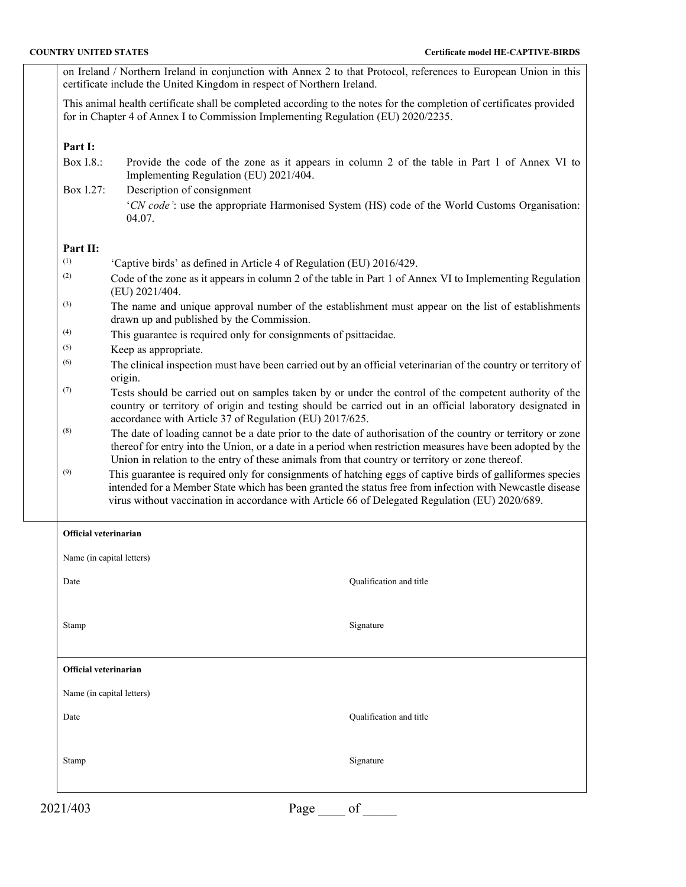on Ireland / Northern Ireland in conjunction with Annex 2 to that Protocol, references to European Union in this certificate include the United Kingdom in respect of Northern Ireland.

This animal health certificate shall be completed according to the notes for the completion of certificates provided for in Chapter 4 of Annex I to Commission Implementing Regulation (EU) 2020/2235.

**Part I:**

Box I.8.: Provide the code of the zone as it appears in column 2 of the table in Part 1 of Annex VI to Implementing Regulation (EU) 2021/404.

Box I.27: Description of consignment

'*CN code*': use the appropriate Harmonised System (HS) code of the World Customs Organisation: 04.07.

**Part II:**

(1) 'Captive birds' as defined in Article 4 of Regulation (EU) 2016/429.

(2) Code of the zone as it appears in column 2 of the table in Part 1 of Annex VI to Implementing Regulation (EU) 2021/404.

(3) The name and unique approval number of the establishment must appear on the list of establishments drawn up and published by the Commission.

(4) This guarantee is required only for consignments of psittacidae.

(5) Keep as appropriate.

(6) The clinical inspection must have been carried out by an official veterinarian of the country or territory of origin.

(7) Tests should be carried out on samples taken by or under the control of the competent authority of the country or territory of origin and testing should be carried out in an official laboratory designated in accordance with Article 37 of Regulation (EU) 2017/625.

(8) The date of loading cannot be a date prior to the date of authorisation of the country or territory or zone thereof for entry into the Union, or a date in a period when restriction measures have been adopted by the Union in relation to the entry of these animals from that country or territory or zone thereof.

(9) This guarantee is required only for consignments of hatching eggs of captive birds of galliformes species intended for a Member State which has been granted the status free from infection with Newcastle disease virus without vaccination in accordance with Article 66 of Delegated Regulation (EU) 2020/689.

**Official veterinarian**

Name (in capital letters)

Date | Qualification and title

Stamp | Signature

**Official veterinarian**

Name (in capital letters)

Date | Qualification and title

Stamp | Signature